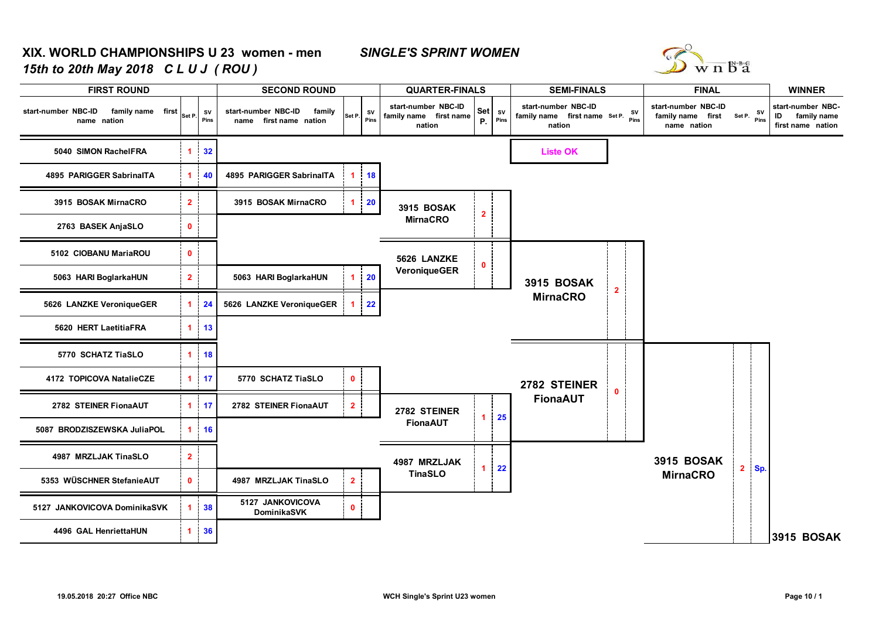# XIX. WORLD CHAMPIONSHIPS U 23 women - men

*SINGLE'S SPRINT WOMEN*

*15th to 20th May 2018 C L U J ( ROU )*

## FIRST ROUND

| start-number NBC-ID family name first name nation | Set P. | SV Pins |
|---|---|---|
| 5040 SIMON RachelFRA | 1 | 32 |
| 4895 PARIGGER SabrinaITA | 1 | 40 |
| 3915 BOSAK MirnaCRO | 2 | |
| 2763 BASEK AnjaSLO | 0 | |
| 5102 CIOBANU MariaROU | 0 | |
| 5063 HARI BoglarkaHUN | 2 | |
| 5626 LANZKE VeroniqueGER | 1 | 24 |
| 5620 HERT LaetitiaFRA | 1 | 13 |
| 5770 SCHATZ TiaSLO | 1 | 18 |
| 4172 TOPICOVA NatalieCZE | 1 | 17 |
| 2782 STEINER FionaAUT | 1 | 17 |
| 5087 BRODZISZEWSKA JuliaPOL | 1 | 16 |
| 4987 MRZLJAK TinaSLO | 2 | |
| 5353 WÜSCHNER StefanieAUT | 0 | |
| 5127 JANKOVICOVA DominikaSVK | 1 | 38 |
| 4496 GAL HenriettaHUN | 1 | 36 |

## SECOND ROUND

| start-number NBC-ID family name first name nation | Set P. | SV Pins |
|---|---|---|
| 4895 PARIGGER SabrinaITA | 1 | 18 |
| 3915 BOSAK MirnaCRO | 1 | 20 |
| 5063 HARI BoglarkaHUN | 1 | 20 |
| 5626 LANZKE VeroniqueGER | 1 | 22 |
| 5770 SCHATZ TiaSLO | 0 | |
| 2782 STEINER FionaAUT | 2 | |
| 4987 MRZLJAK TinaSLO | 2 | |
| 5127 JANKOVICOVA DominikaSVK | 0 | |

## QUARTER-FINALS

| start-number NBC-ID family name first name nation | Set P. | SV Pins |
|---|---|---|
| 3915 BOSAK MirnaCRO | 2 | |
| 5626 LANZKE VeroniqueGER | 0 | |
| 2782 STEINER FionaAUT | 1 | 25 |
| 4987 MRZLJAK TinaSLO | 1 | 22 |

## SEMI-FINALS

Liste OK

| start-number NBC-ID family name first name nation | Set P. | SV Pins |
|---|---|---|
| 3915 BOSAK MirnaCRO | 2 | |
| 2782 STEINER FionaAUT | 0 | |

## FINAL

| start-number NBC-ID family name first name nation | Set P. | SV Pins |
|---|---|---|
| 3915 BOSAK MirnaCRO | 2 | Sp. |

## WINNER

3915 BOSAK

19.05.2018 20:27 Office NBC

WCH Single's Sprint U23 women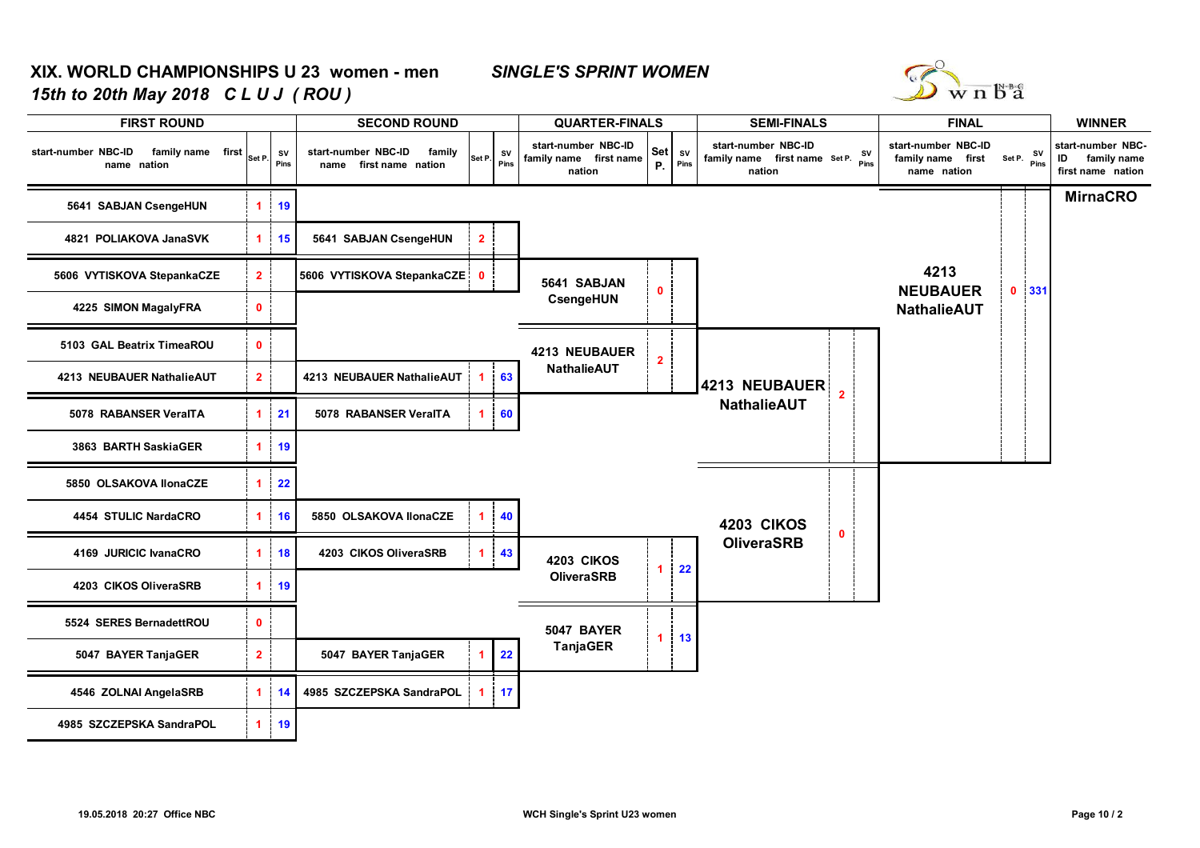# XIX. WORLD CHAMPIONSHIPS U 23 women - men

## SINGLE'S SPRINT WOMEN

*15th to 20th May 2018 C L U J ( ROU )*

| FIRST ROUND start-number NBC-ID family name first name nation | Set P. | SV Pins | SECOND ROUND start-number NBC-ID family name first name nation | Set P. | SV Pins | QUARTER-FINALS start-number NBC-ID family name first name nation | Set P. | SV Pins | SEMI-FINALS start-number NBC-ID family name first name nation | Set P. | SV Pins | FINAL start-number NBC-ID family name first name nation | Set P. | SV Pins | WINNER start-number NBC-ID family name first name nation |
|---|---|---|---|---|---|---|---|---|---|---|---|---|---|---|---|
| 5641 SABJAN CsengeHUN | 1 | 19 | | | | | | | | | | | | | MirnaCRO |
| 4821 POLIAKOVA JanaSVK | 1 | 15 | 5641 SABJAN CsengeHUN | 2 | | | | | | | | | | | |
| 5606 VYTISKOVA StepankaCZE | 2 | | 5606 VYTISKOVA StepankaCZE | 0 | | 5641 SABJAN CsengeHUN | 0 | | | | | 4213 NEUBAUER NathalieAUT | 0 | 331 | |
| 4225 SIMON MagalyFRA | 0 | | | | | | | | | | | | | | |
| 5103 GAL Beatrix TimeaROU | 0 | | | | | 4213 NEUBAUER NathalieAUT | 2 | | | | | | | | |
| 4213 NEUBAUER NathalieAUT | 2 | | 4213 NEUBAUER NathalieAUT | 1 | 63 | | | | 4213 NEUBAUER NathalieAUT | 2 | | | | | |
| 5078 RABANSER VeraITA | 1 | 21 | 5078 RABANSER VeraITA | 1 | 60 | | | | | | | | | | |
| 3863 BARTH SaskiaGER | 1 | 19 | | | | | | | | | | | | | |
| 5850 OLSAKOVA IlonaCZE | 1 | 22 | | | | | | | | | | | | | |
| 4454 STULIC NardaCRO | 1 | 16 | 5850 OLSAKOVA IlonaCZE | 1 | 40 | | | | 4203 CIKOS OliveraSRB | 0 | | | | | |
| 4169 JURICIC IvanaCRO | 1 | 18 | 4203 CIKOS OliveraSRB | 1 | 43 | 4203 CIKOS OliveraSRB | 1 | 22 | | | | | | | |
| 4203 CIKOS OliveraSRB | 1 | 19 | | | | | | | | | | | | | |
| 5524 SERES BernadettROU | 0 | | | | | 5047 BAYER TanjaGER | 1 | 13 | | | | | | | |
| 5047 BAYER TanjaGER | 2 | | 5047 BAYER TanjaGER | 1 | 22 | | | | | | | | | | |
| 4546 ZOLNAI AngelaSRB | 1 | 14 | 4985 SZCZEPSKA SandraPOL | 1 | 17 | | | | | | | | | | |
| 4985 SZCZEPSKA SandraPOL | 1 | 19 | | | | | | | | | | | | | |

19.05.2018 20:27 Office NBC

WCH Single's Sprint U23 women